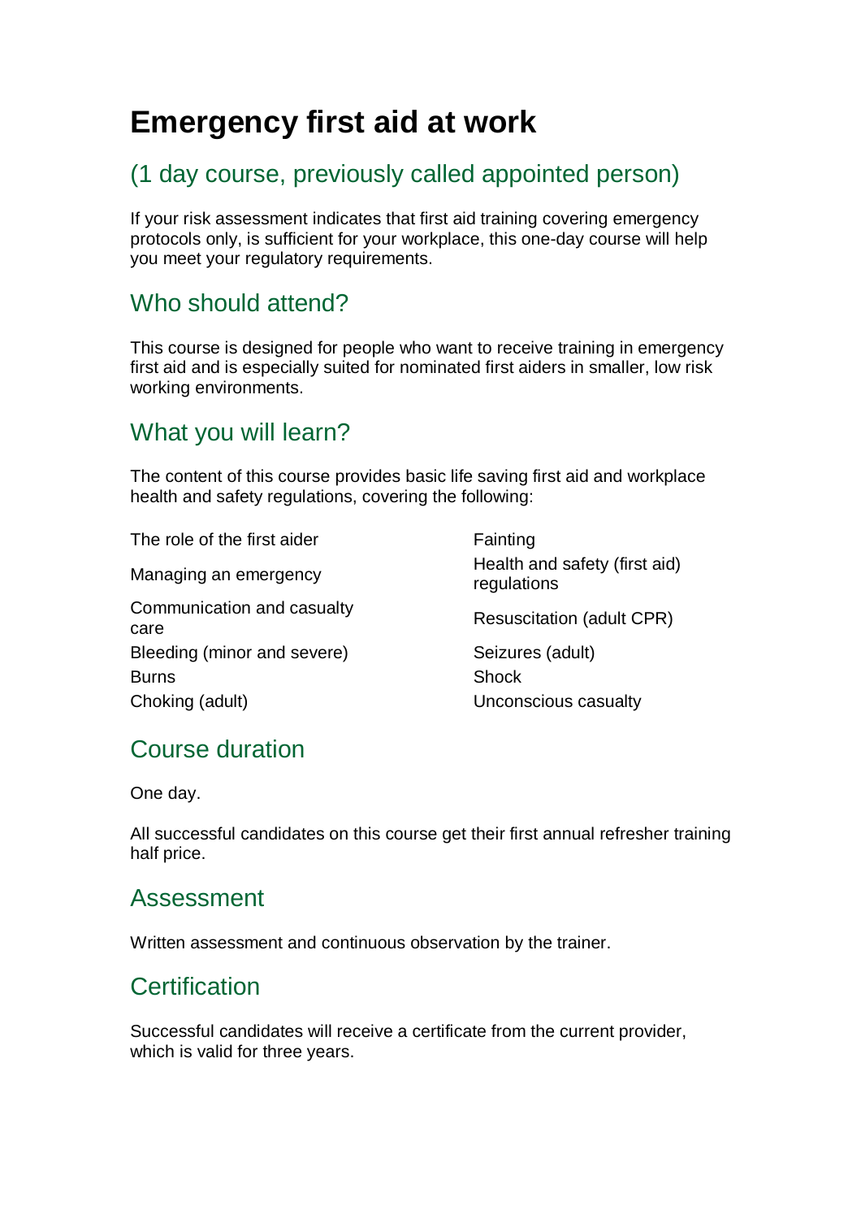# Emergency first aid at work

## (1 day course, previously called appointed person)

If your risk assessment indicates that first aid training covering emergency protocols only, is sufficient for your workplace, this one-day course will help you meet your regulatory requirements.

## Who should attend?

This course is designed for people who want to receive training in emergency first aid and is especially suited for nominated first aiders in smaller, low risk working environments.

## What you will learn?

The content of this course provides basic life saving first aid and workplace health and safety regulations, covering the following:

- The role of the first aider
- Managing an emergency
- Communication and casualty care
- Bleeding (minor and severe)
- Burns
- Choking (adult)
- Fainting
- Health and safety (first aid) regulations
- Resuscitation (adult CPR)
- Seizures (adult)
- Shock
- Unconscious casualty

## Course duration

One day.

All successful candidates on this course get their first annual refresher training half price.

## Assessment

Written assessment and continuous observation by the trainer.

## Certification

Successful candidates will receive a certificate from the current provider, which is valid for three years.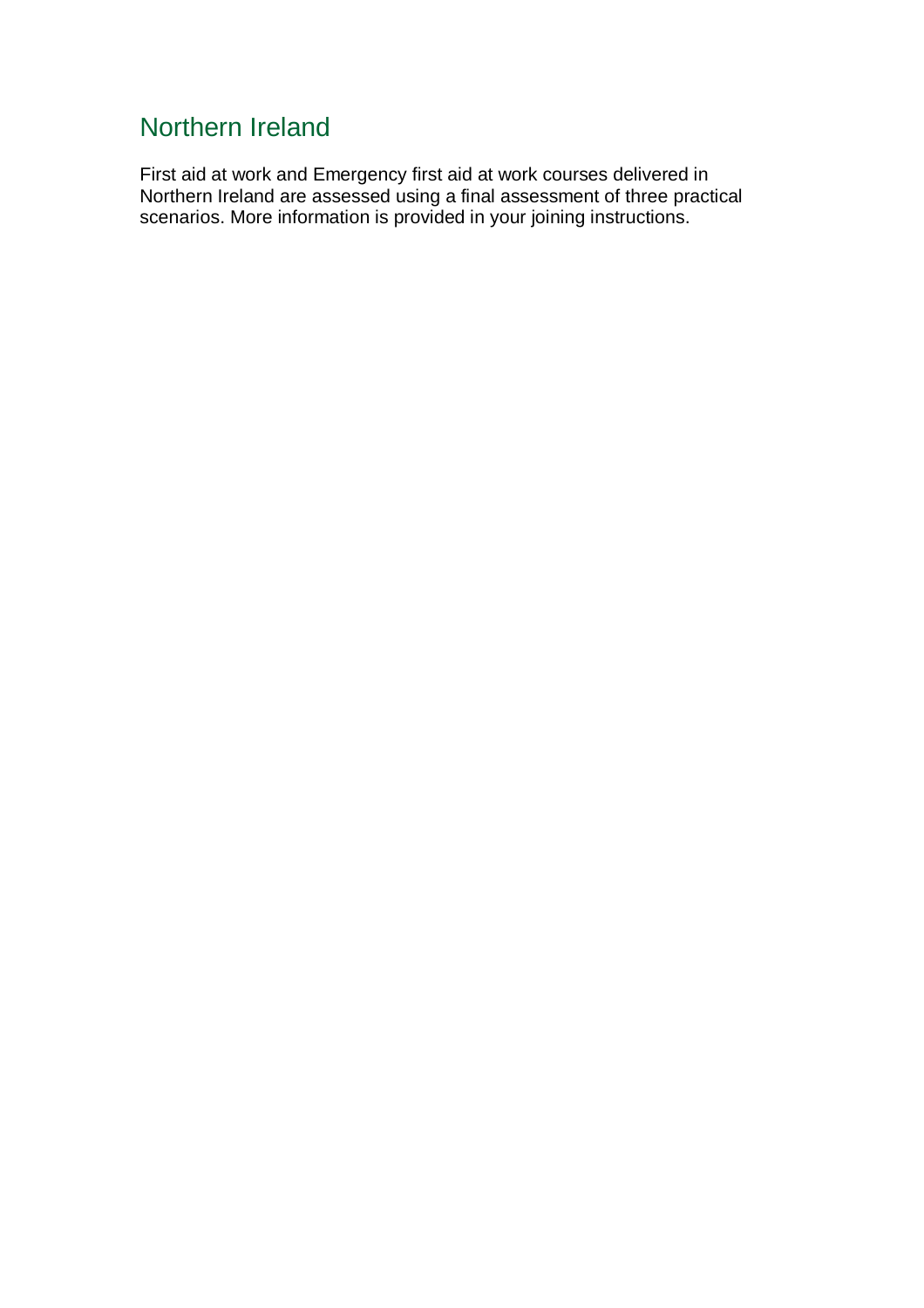## Northern Ireland

First aid at work and Emergency first aid at work courses delivered in Northern Ireland are assessed using a final assessment of three practical scenarios. More information is provided in your joining instructions.